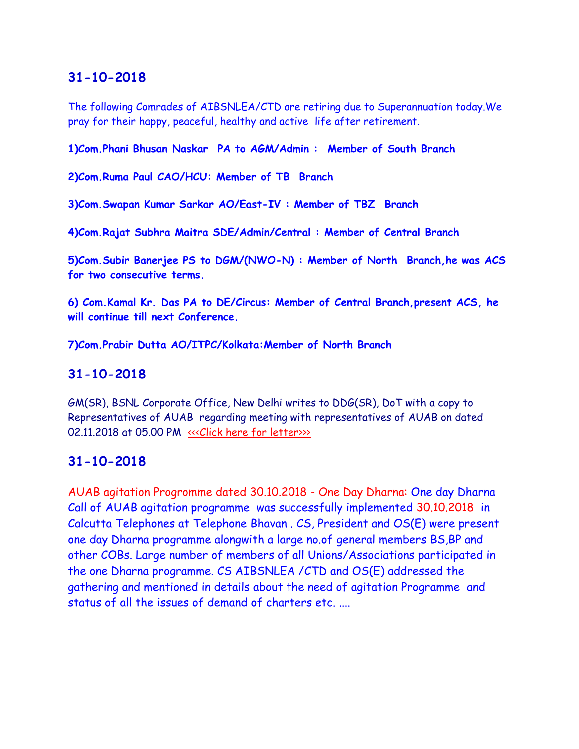## 31-10-2018

The following Comrades of AIBSNLEA/CTD are retiring due to Superannuation today.We pray for their happy, peaceful, healthy and active life after retirement.

**1)Com.Phani Bhusan Naskar PA to AGM/Admin : Member of South Branch**

**2)Com.Ruma Paul CAO/HCU: Member of TB Branch**

**3)Com.Swapan Kumar Sarkar AO/East-IV : Member of TBZ Branch**

**4)Com.Rajat Subhra Maitra SDE/Admin/Central : Member of Central Branch**

**5)Com.Subir Banerjee PS to DGM/(NWO-N) : Member of North Branch,he was ACS for two consecutive terms.**

**6) Com.Kamal Kr. Das PA to DE/Circus: Member of Central Branch,present ACS, he will continue till next Conference.**

**7)Com.Prabir Dutta AO/ITPC/Kolkata:Member of North Branch**

## 31-10-2018

GM(SR), BSNL Corporate Office, New Delhi writes to DDG(SR), DoT with a copy to Representatives of AUAB regarding meeting with representatives of AUAB on dated 02.11.2018 at 05.00 PM <<<Click here for letter>>>

## 31-10-2018

AUAB agitation Progromme dated 30.10.2018 - One Day Dharna: One day Dharna Call of AUAB agitation programme was successfully implemented 30.10.2018 in Calcutta Telephones at Telephone Bhavan . CS, President and OS(E) were present one day Dharna programme alongwith a large no.of general members BS,BP and other COBs. Large number of members of all Unions/Associations participated in the one Dharna programme. CS AIBSNLEA /CTD and OS(E) addressed the gathering and mentioned in details about the need of agitation Programme and status of all the issues of demand of charters etc. ....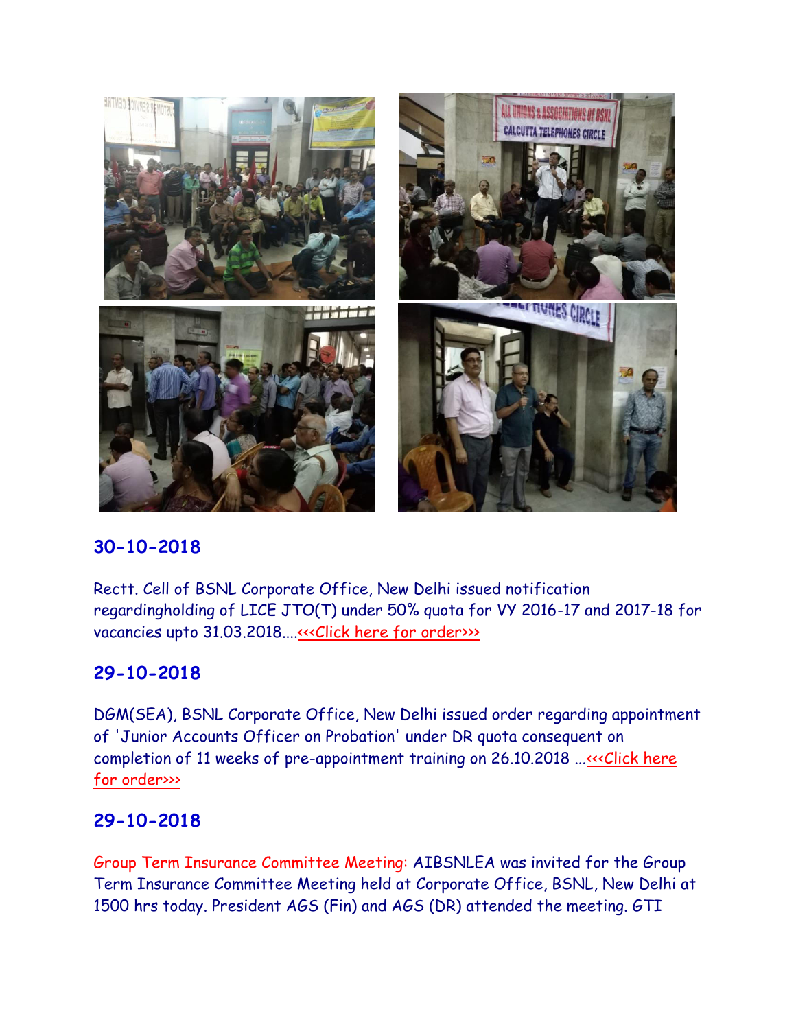## 30-10-2018

Rectt. Cell of BSNL Corporate Office, New Delhi issued notification regardingholding of LICE JTO(T) under 50% quota for VY 2016-17 and 2017-18 for vacancies upto 31.03.2018....<<<Click here for order>>>

## 29-10-2018

DGM(SEA), BSNL Corporate Office, New Delhi issued order regarding appointment of 'Junior Accounts Officer on Probation' under DR quota consequent on completion of 11 weeks of pre-appointment training on 26.10.2018 ...<<<Click here for order>>>

## 29-10-2018

Group Term Insurance Committee Meeting: AIBSNLEA was invited for the Group Term Insurance Committee Meeting held at Corporate Office, BSNL, New Delhi at 1500 hrs today. President AGS (Fin) and AGS (DR) attended the meeting. GTI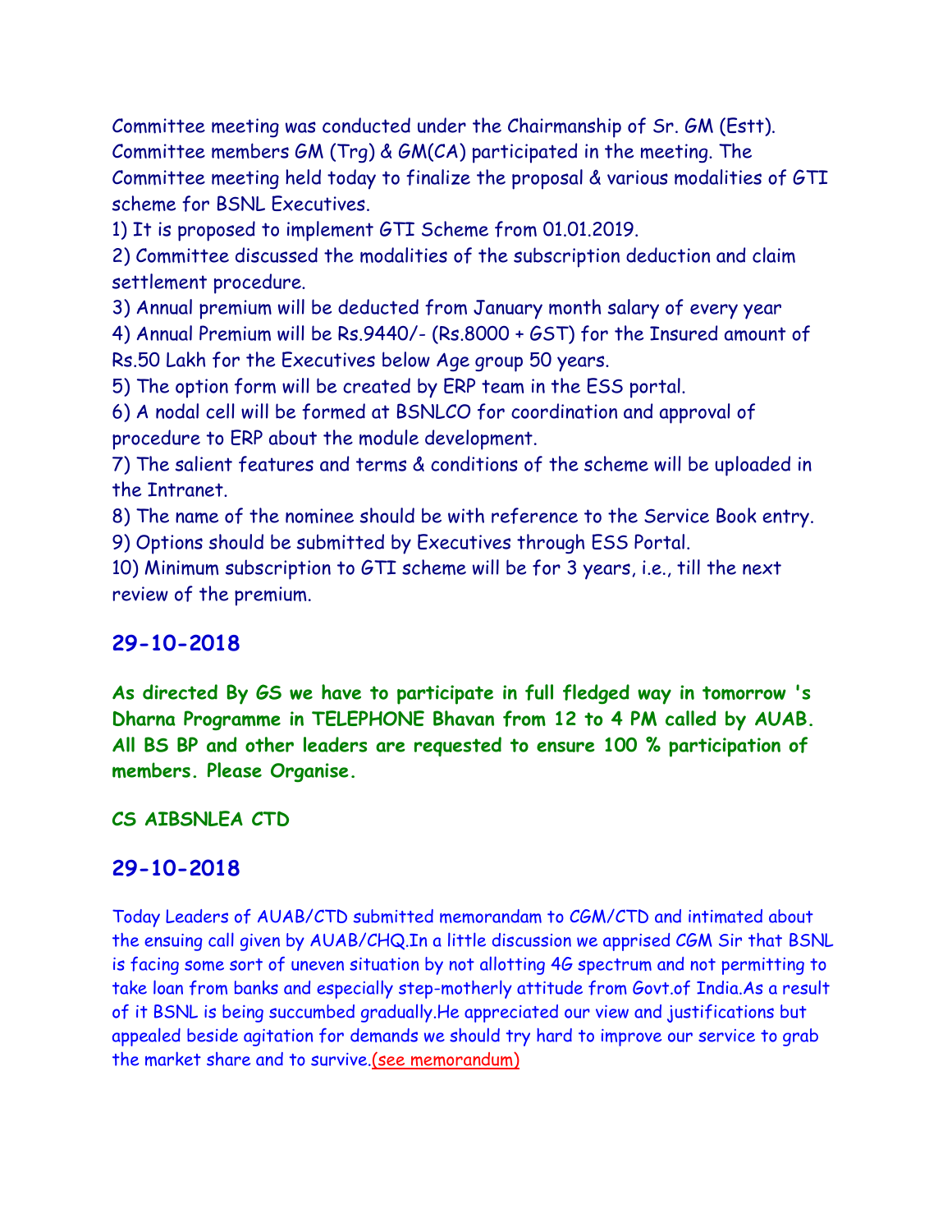Committee meeting was conducted under the Chairmanship of Sr. GM (Estt). Committee members GM (Trg) & GM(CA) participated in the meeting. The Committee meeting held today to finalize the proposal & various modalities of GTI scheme for BSNL Executives.

1) It is proposed to implement GTI Scheme from 01.01.2019.
2) Committee discussed the modalities of the subscription deduction and claim settlement procedure.
3) Annual premium will be deducted from January month salary of every year
4) Annual Premium will be Rs.9440/- (Rs.8000 + GST) for the Insured amount of Rs.50 Lakh for the Executives below Age group 50 years.
5) The option form will be created by ERP team in the ESS portal.
6) A nodal cell will be formed at BSNLCO for coordination and approval of procedure to ERP about the module development.
7) The salient features and terms & conditions of the scheme will be uploaded in the Intranet.
8) The name of the nominee should be with reference to the Service Book entry.
9) Options should be submitted by Executives through ESS Portal.
10) Minimum subscription to GTI scheme will be for 3 years, i.e., till the next review of the premium.

## 29-10-2018

**As directed By GS we have to participate in full fledged way in tomorrow 's Dharna Programme in TELEPHONE Bhavan from 12 to 4 PM called by AUAB. All BS BP and other leaders are requested to ensure 100 % participation of members. Please Organise.**

**CS AIBSNLEA CTD**

## 29-10-2018

Today Leaders of AUAB/CTD submitted memorandam to CGM/CTD and intimated about the ensuing call given by AUAB/CHQ.In a little discussion we apprised CGM Sir that BSNL is facing some sort of uneven situation by not allotting 4G spectrum and not permitting to take loan from banks and especially step-motherly attitude from Govt.of India.As a result of it BSNL is being succumbed gradually.He appreciated our view and justifications but appealed beside agitation for demands we should try hard to improve our service to grab the market share and to survive.(see memorandum)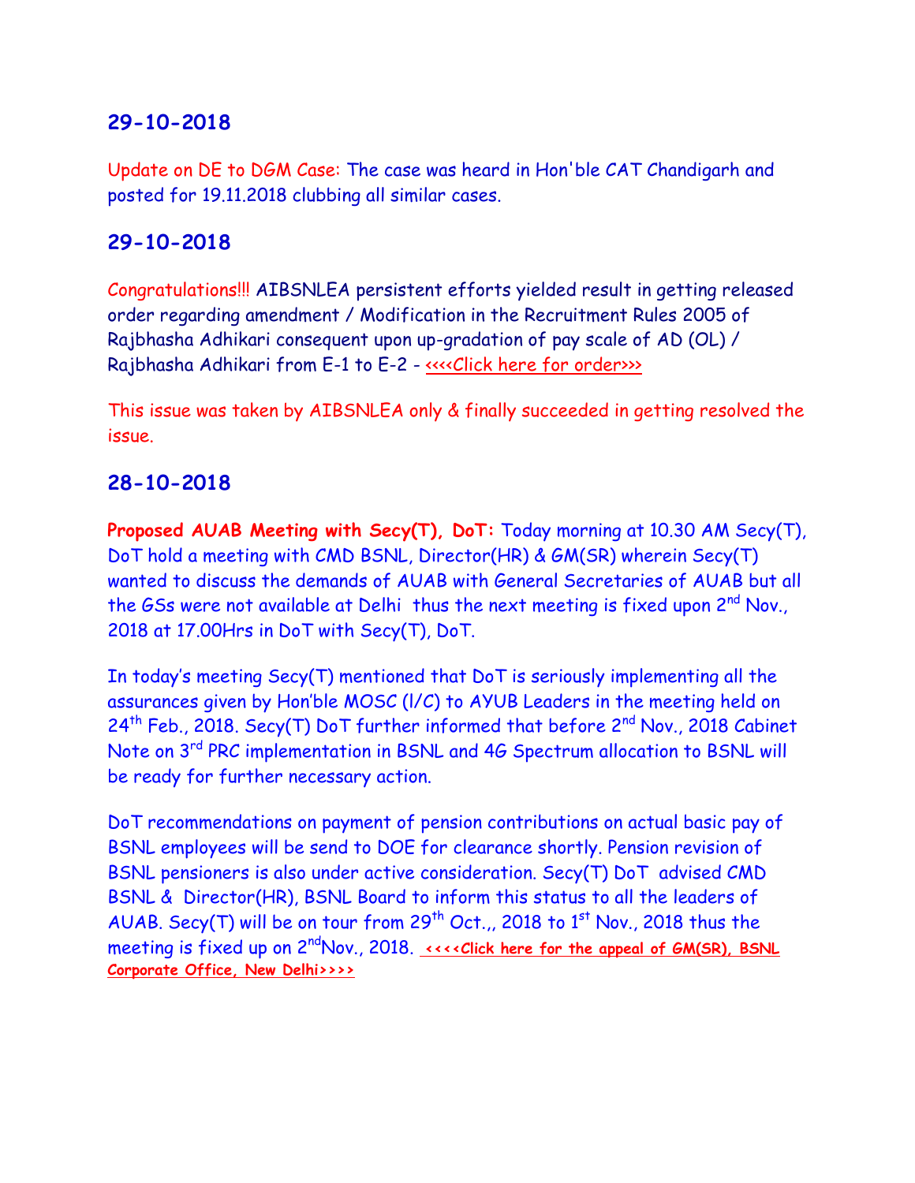## 29-10-2018

Update on DE to DGM Case: The case was heard in Hon'ble CAT Chandigarh and posted for 19.11.2018 clubbing all similar cases.

## 29-10-2018

Congratulations!!! AIBSNLEA persistent efforts yielded result in getting released order regarding amendment / Modification in the Recruitment Rules 2005 of Rajbhasha Adhikari consequent upon up-gradation of pay scale of AD (OL) / Rajbhasha Adhikari from E-1 to E-2 - <<<<Click here for order>>>

This issue was taken by AIBSNLEA only & finally succeeded in getting resolved the issue.

## 28-10-2018

**Proposed AUAB Meeting with Secy(T), DoT:** Today morning at 10.30 AM Secy(T), DoT hold a meeting with CMD BSNL, Director(HR) & GM(SR) wherein Secy(T) wanted to discuss the demands of AUAB with General Secretaries of AUAB but all the GSs were not available at Delhi thus the next meeting is fixed upon 2nd Nov., 2018 at 17.00Hrs in DoT with Secy(T), DoT.

In today's meeting Secy(T) mentioned that DoT is seriously implementing all the assurances given by Hon'ble MOSC (I/C) to AYUB Leaders in the meeting held on 24th Feb., 2018. Secy(T) DoT further informed that before 2nd Nov., 2018 Cabinet Note on 3rd PRC implementation in BSNL and 4G Spectrum allocation to BSNL will be ready for further necessary action.

DoT recommendations on payment of pension contributions on actual basic pay of BSNL employees will be send to DOE for clearance shortly. Pension revision of BSNL pensioners is also under active consideration. Secy(T) DoT advised CMD BSNL & Director(HR), BSNL Board to inform this status to all the leaders of AUAB. Secy(T) will be on tour from 29th Oct.,, 2018 to 1st Nov., 2018 thus the meeting is fixed up on 2ndNov., 2018. **<<<<Click here for the appeal of GM(SR), BSNL Corporate Office, New Delhi>>>>**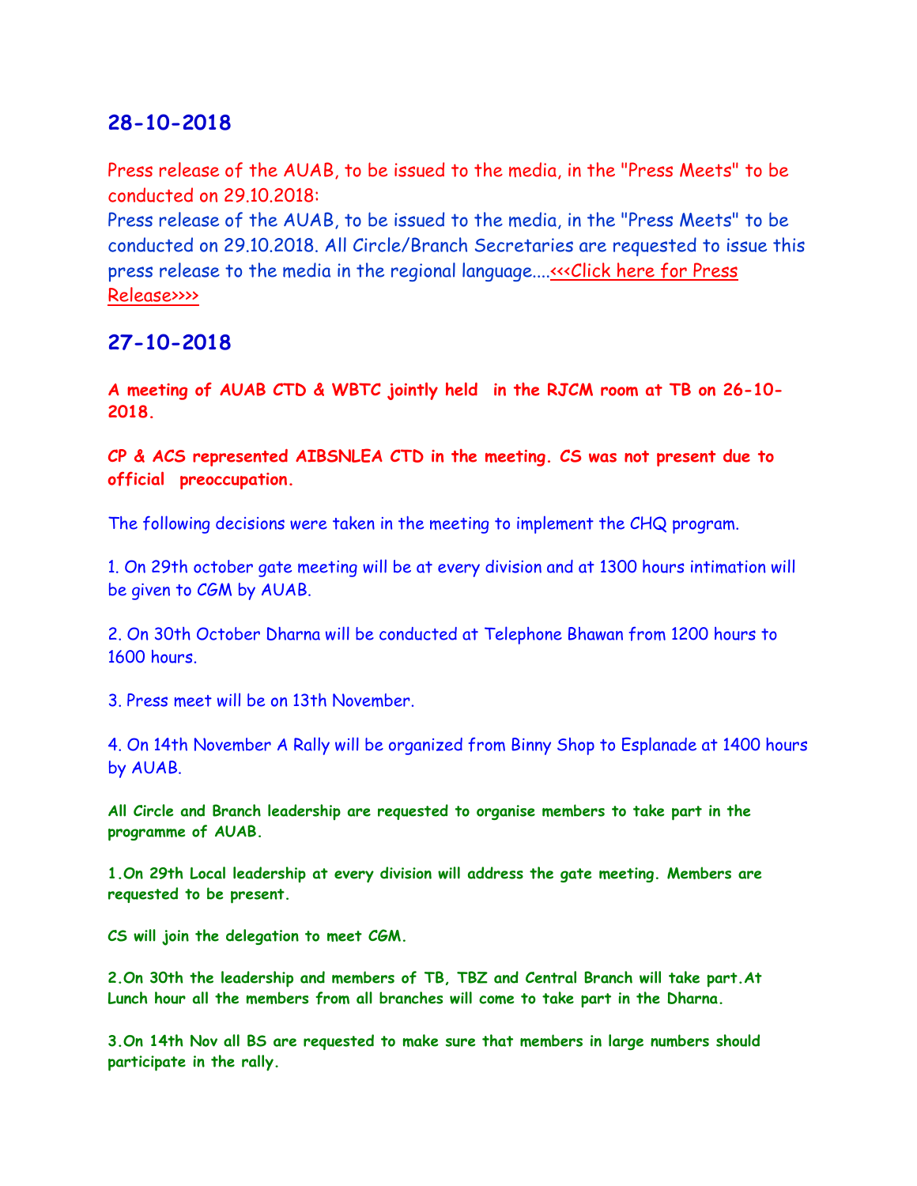## 28-10-2018

Press release of the AUAB, to be issued to the media, in the "Press Meets" to be conducted on 29.10.2018:

Press release of the AUAB, to be issued to the media, in the "Press Meets" to be conducted on 29.10.2018. All Circle/Branch Secretaries are requested to issue this press release to the media in the regional language....<<<Click here for Press Release>>>>

## 27-10-2018

**A meeting of AUAB CTD & WBTC jointly held in the RJCM room at TB on 26-10-2018.**

**CP & ACS represented AIBSNLEA CTD in the meeting. CS was not present due to official preoccupation.**

The following decisions were taken in the meeting to implement the CHQ program.

1. On 29th october gate meeting will be at every division and at 1300 hours intimation will be given to CGM by AUAB.

2. On 30th October Dharna will be conducted at Telephone Bhawan from 1200 hours to 1600 hours.

3. Press meet will be on 13th November.

4. On 14th November A Rally will be organized from Binny Shop to Esplanade at 1400 hours by AUAB.

**All Circle and Branch leadership are requested to organise members to take part in the programme of AUAB.**

**1.On 29th Local leadership at every division will address the gate meeting. Members are requested to be present.**

**CS will join the delegation to meet CGM.**

**2.On 30th the leadership and members of TB, TBZ and Central Branch will take part.At Lunch hour all the members from all branches will come to take part in the Dharna.**

**3.On 14th Nov all BS are requested to make sure that members in large numbers should participate in the rally.**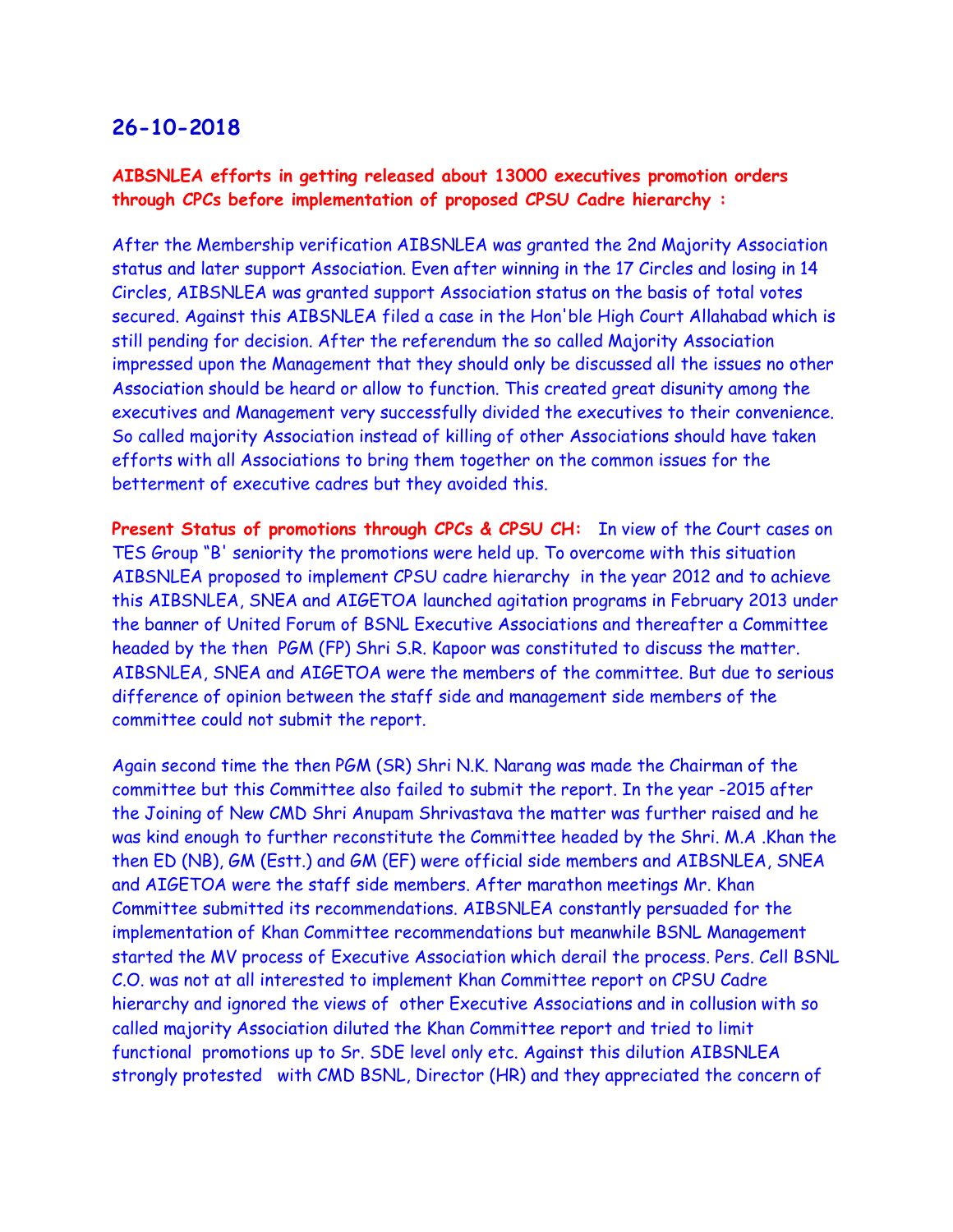## 26-10-2018

**AIBSNLEA efforts in getting released about 13000 executives promotion orders through CPCs before implementation of proposed CPSU Cadre hierarchy :**

After the Membership verification AIBSNLEA was granted the 2nd Majority Association status and later support Association. Even after winning in the 17 Circles and losing in 14 Circles, AIBSNLEA was granted support Association status on the basis of total votes secured. Against this AIBSNLEA filed a case in the Hon'ble High Court Allahabad which is still pending for decision. After the referendum the so called Majority Association impressed upon the Management that they should only be discussed all the issues no other Association should be heard or allow to function. This created great disunity among the executives and Management very successfully divided the executives to their convenience. So called majority Association instead of killing of other Associations should have taken efforts with all Associations to bring them together on the common issues for the betterment of executive cadres but they avoided this.

**Present Status of promotions through CPCs & CPSU CH:** In view of the Court cases on TES Group "B' seniority the promotions were held up. To overcome with this situation AIBSNLEA proposed to implement CPSU cadre hierarchy in the year 2012 and to achieve this AIBSNLEA, SNEA and AIGETOA launched agitation programs in February 2013 under the banner of United Forum of BSNL Executive Associations and thereafter a Committee headed by the then PGM (FP) Shri S.R. Kapoor was constituted to discuss the matter. AIBSNLEA, SNEA and AIGETOA were the members of the committee. But due to serious difference of opinion between the staff side and management side members of the committee could not submit the report.

Again second time the then PGM (SR) Shri N.K. Narang was made the Chairman of the committee but this Committee also failed to submit the report. In the year -2015 after the Joining of New CMD Shri Anupam Shrivastava the matter was further raised and he was kind enough to further reconstitute the Committee headed by the Shri. M.A .Khan the then ED (NB), GM (Estt.) and GM (EF) were official side members and AIBSNLEA, SNEA and AIGETOA were the staff side members. After marathon meetings Mr. Khan Committee submitted its recommendations. AIBSNLEA constantly persuaded for the implementation of Khan Committee recommendations but meanwhile BSNL Management started the MV process of Executive Association which derail the process. Pers. Cell BSNL C.O. was not at all interested to implement Khan Committee report on CPSU Cadre hierarchy and ignored the views of other Executive Associations and in collusion with so called majority Association diluted the Khan Committee report and tried to limit functional promotions up to Sr. SDE level only etc. Against this dilution AIBSNLEA strongly protested with CMD BSNL, Director (HR) and they appreciated the concern of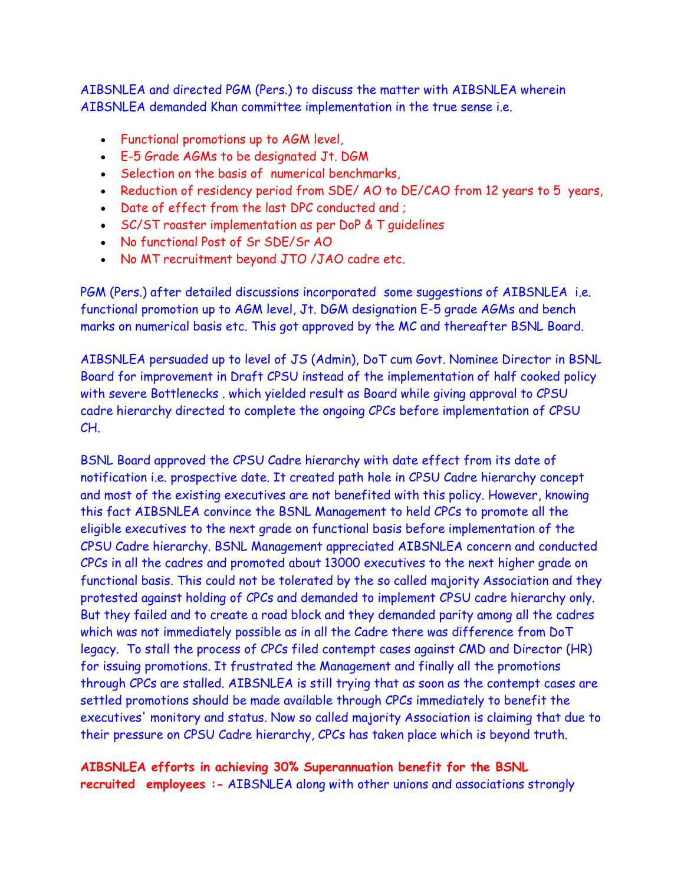AIBSNLEA and directed PGM (Pers.) to discuss the matter with AIBSNLEA wherein AIBSNLEA demanded Khan committee implementation in the true sense i.e.

- Functional promotions up to AGM level,
- E-5 Grade AGMs to be designated Jt. DGM
- Selection on the basis of numerical benchmarks,
- Reduction of residency period from SDE/ AO to DE/CAO from 12 years to 5 years,
- Date of effect from the last DPC conducted and ;
- SC/ST roaster implementation as per DoP & T guidelines
- No functional Post of Sr SDE/Sr AO
- No MT recruitment beyond JTO /JAO cadre etc.

PGM (Pers.) after detailed discussions incorporated some suggestions of AIBSNLEA i.e. functional promotion up to AGM level, Jt. DGM designation E-5 grade AGMs and bench marks on numerical basis etc. This got approved by the MC and thereafter BSNL Board.

AIBSNLEA persuaded up to level of JS (Admin), DoT cum Govt. Nominee Director in BSNL Board for improvement in Draft CPSU instead of the implementation of half cooked policy with severe Bottlenecks . which yielded result as Board while giving approval to CPSU cadre hierarchy directed to complete the ongoing CPCs before implementation of CPSU CH.

BSNL Board approved the CPSU Cadre hierarchy with date effect from its date of notification i.e. prospective date. It created path hole in CPSU Cadre hierarchy concept and most of the existing executives are not benefited with this policy. However, knowing this fact AIBSNLEA convince the BSNL Management to held CPCs to promote all the eligible executives to the next grade on functional basis before implementation of the CPSU Cadre hierarchy. BSNL Management appreciated AIBSNLEA concern and conducted CPCs in all the cadres and promoted about 13000 executives to the next higher grade on functional basis. This could not be tolerated by the so called majority Association and they protested against holding of CPCs and demanded to implement CPSU cadre hierarchy only. But they failed and to create a road block and they demanded parity among all the cadres which was not immediately possible as in all the Cadre there was difference from DoT legacy. To stall the process of CPCs filed contempt cases against CMD and Director (HR) for issuing promotions. It frustrated the Management and finally all the promotions through CPCs are stalled. AIBSNLEA is still trying that as soon as the contempt cases are settled promotions should be made available through CPCs immediately to benefit the executives' monitory and status. Now so called majority Association is claiming that due to their pressure on CPSU Cadre hierarchy, CPCs has taken place which is beyond truth.

**AIBSNLEA efforts in achieving 30% Superannuation benefit for the BSNL recruited employees :-** AIBSNLEA along with other unions and associations strongly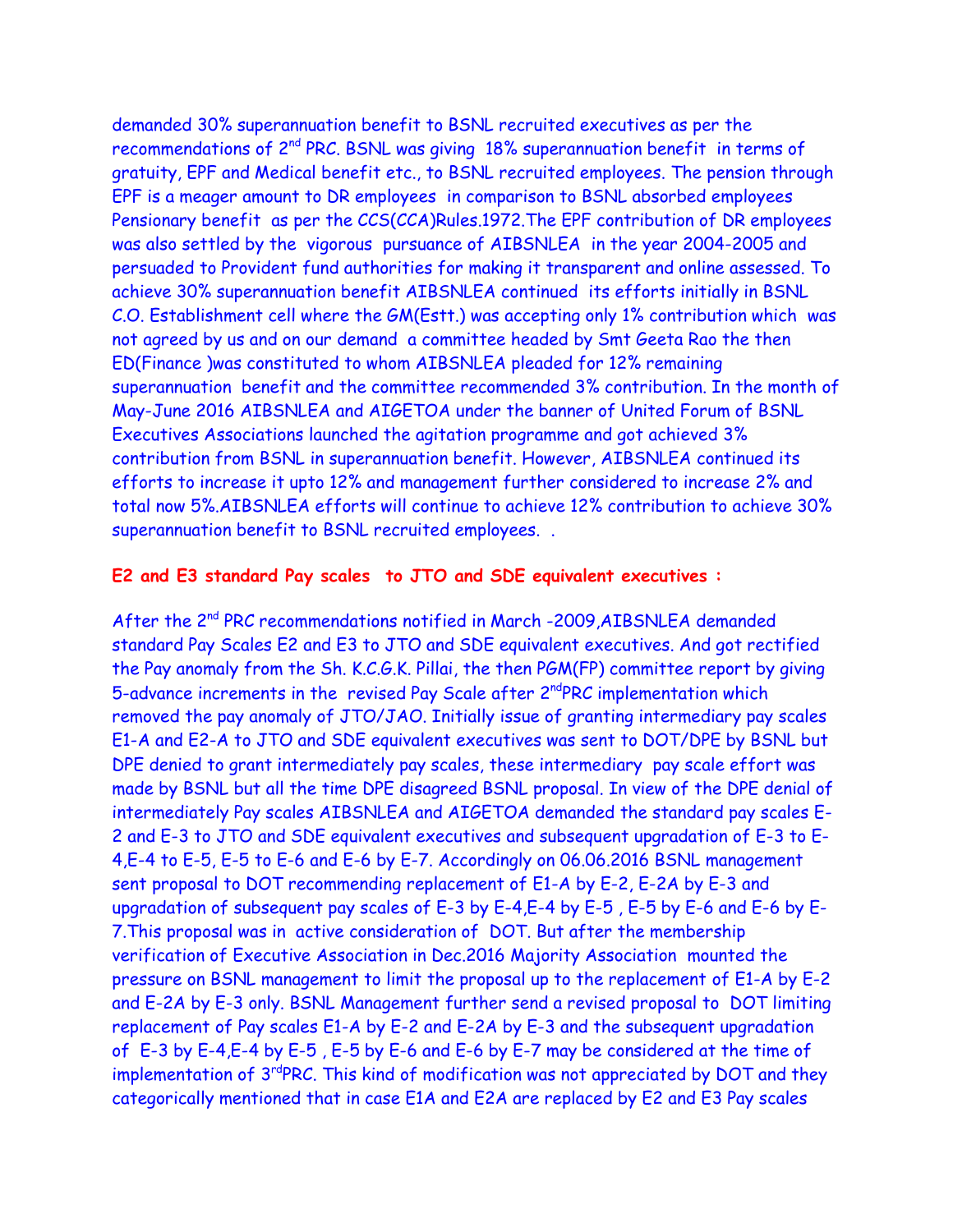demanded 30% superannuation benefit to BSNL recruited executives as per the recommendations of 2[nd] PRC. BSNL was giving 18% superannuation benefit in terms of gratuity, EPF and Medical benefit etc., to BSNL recruited employees. The pension through EPF is a meager amount to DR employees in comparison to BSNL absorbed employees Pensionary benefit as per the CCS(CCA)Rules.1972.The EPF contribution of DR employees was also settled by the vigorous pursuance of AIBSNLEA in the year 2004-2005 and persuaded to Provident fund authorities for making it transparent and online assessed. To achieve 30% superannuation benefit AIBSNLEA continued its efforts initially in BSNL C.O. Establishment cell where the GM(Estt.) was accepting only 1% contribution which was not agreed by us and on our demand a committee headed by Smt Geeta Rao the then ED(Finance )was constituted to whom AIBSNLEA pleaded for 12% remaining superannuation benefit and the committee recommended 3% contribution. In the month of May-June 2016 AIBSNLEA and AIGETOA under the banner of United Forum of BSNL Executives Associations launched the agitation programme and got achieved 3% contribution from BSNL in superannuation benefit. However, AIBSNLEA continued its efforts to increase it upto 12% and management further considered to increase 2% and total now 5%.AIBSNLEA efforts will continue to achieve 12% contribution to achieve 30% superannuation benefit to BSNL recruited employees. .

**E2 and E3 standard Pay scales to JTO and SDE equivalent executives :**

After the 2[nd] PRC recommendations notified in March -2009,AIBSNLEA demanded standard Pay Scales E2 and E3 to JTO and SDE equivalent executives. And got rectified the Pay anomaly from the Sh. K.C.G.K. Pillai, the then PGM(FP) committee report by giving 5-advance increments in the revised Pay Scale after 2[nd]PRC implementation which removed the pay anomaly of JTO/JAO. Initially issue of granting intermediary pay scales E1-A and E2-A to JTO and SDE equivalent executives was sent to DOT/DPE by BSNL but DPE denied to grant intermediately pay scales, these intermediary pay scale effort was made by BSNL but all the time DPE disagreed BSNL proposal. In view of the DPE denial of intermediately Pay scales AIBSNLEA and AIGETOA demanded the standard pay scales E-2 and E-3 to JTO and SDE equivalent executives and subsequent upgradation of E-3 to E-4,E-4 to E-5, E-5 to E-6 and E-6 by E-7. Accordingly on 06.06.2016 BSNL management sent proposal to DOT recommending replacement of E1-A by E-2, E-2A by E-3 and upgradation of subsequent pay scales of E-3 by E-4,E-4 by E-5 , E-5 by E-6 and E-6 by E-7.This proposal was in active consideration of DOT. But after the membership verification of Executive Association in Dec.2016 Majority Association mounted the pressure on BSNL management to limit the proposal up to the replacement of E1-A by E-2 and E-2A by E-3 only. BSNL Management further send a revised proposal to DOT limiting replacement of Pay scales E1-A by E-2 and E-2A by E-3 and the subsequent upgradation of E-3 by E-4,E-4 by E-5 , E-5 by E-6 and E-6 by E-7 may be considered at the time of implementation of 3[rd]PRC. This kind of modification was not appreciated by DOT and they categorically mentioned that in case E1A and E2A are replaced by E2 and E3 Pay scales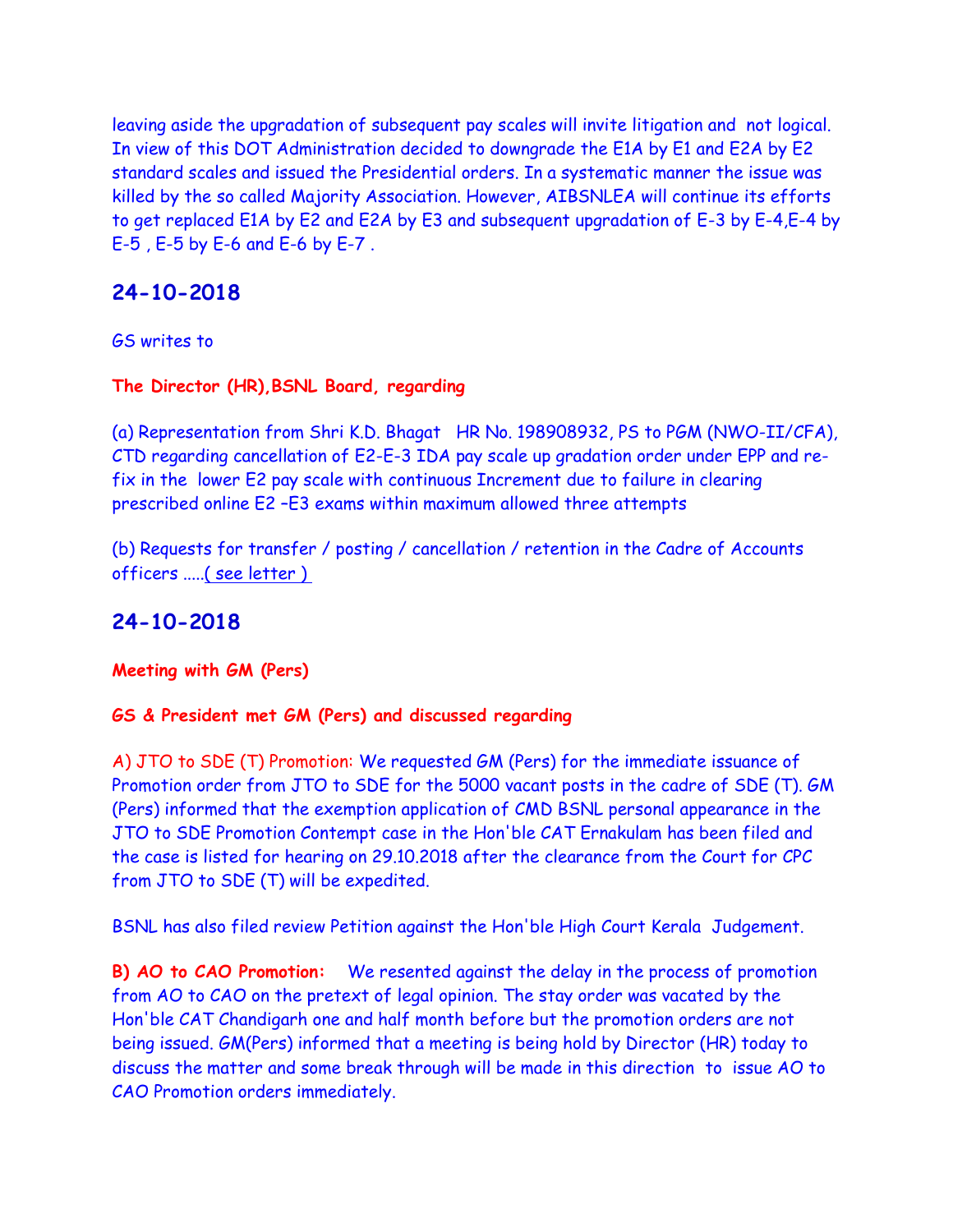leaving aside the upgradation of subsequent pay scales will invite litigation and not logical. In view of this DOT Administration decided to downgrade the E1A by E1 and E2A by E2 standard scales and issued the Presidential orders. In a systematic manner the issue was killed by the so called Majority Association. However, AIBSNLEA will continue its efforts to get replaced E1A by E2 and E2A by E3 and subsequent upgradation of E-3 by E-4,E-4 by E-5 , E-5 by E-6 and E-6 by E-7 .

## 24-10-2018

GS writes to

**The Director (HR),BSNL Board, regarding**

(a) Representation from Shri K.D. Bhagat HR No. 198908932, PS to PGM (NWO-II/CFA), CTD regarding cancellation of E2-E-3 IDA pay scale up gradation order under EPP and re-fix in the lower E2 pay scale with continuous Increment due to failure in clearing prescribed online E2 –E3 exams within maximum allowed three attempts

(b) Requests for transfer / posting / cancellation / retention in the Cadre of Accounts officers .....( see letter )

## 24-10-2018

**Meeting with GM (Pers)**

**GS & President met GM (Pers) and discussed regarding**

A) JTO to SDE (T) Promotion: We requested GM (Pers) for the immediate issuance of Promotion order from JTO to SDE for the 5000 vacant posts in the cadre of SDE (T). GM (Pers) informed that the exemption application of CMD BSNL personal appearance in the JTO to SDE Promotion Contempt case in the Hon'ble CAT Ernakulam has been filed and the case is listed for hearing on 29.10.2018 after the clearance from the Court for CPC from JTO to SDE (T) will be expedited.

BSNL has also filed review Petition against the Hon'ble High Court Kerala Judgement.

**B) AO to CAO Promotion:** We resented against the delay in the process of promotion from AO to CAO on the pretext of legal opinion. The stay order was vacated by the Hon'ble CAT Chandigarh one and half month before but the promotion orders are not being issued. GM(Pers) informed that a meeting is being hold by Director (HR) today to discuss the matter and some break through will be made in this direction to issue AO to CAO Promotion orders immediately.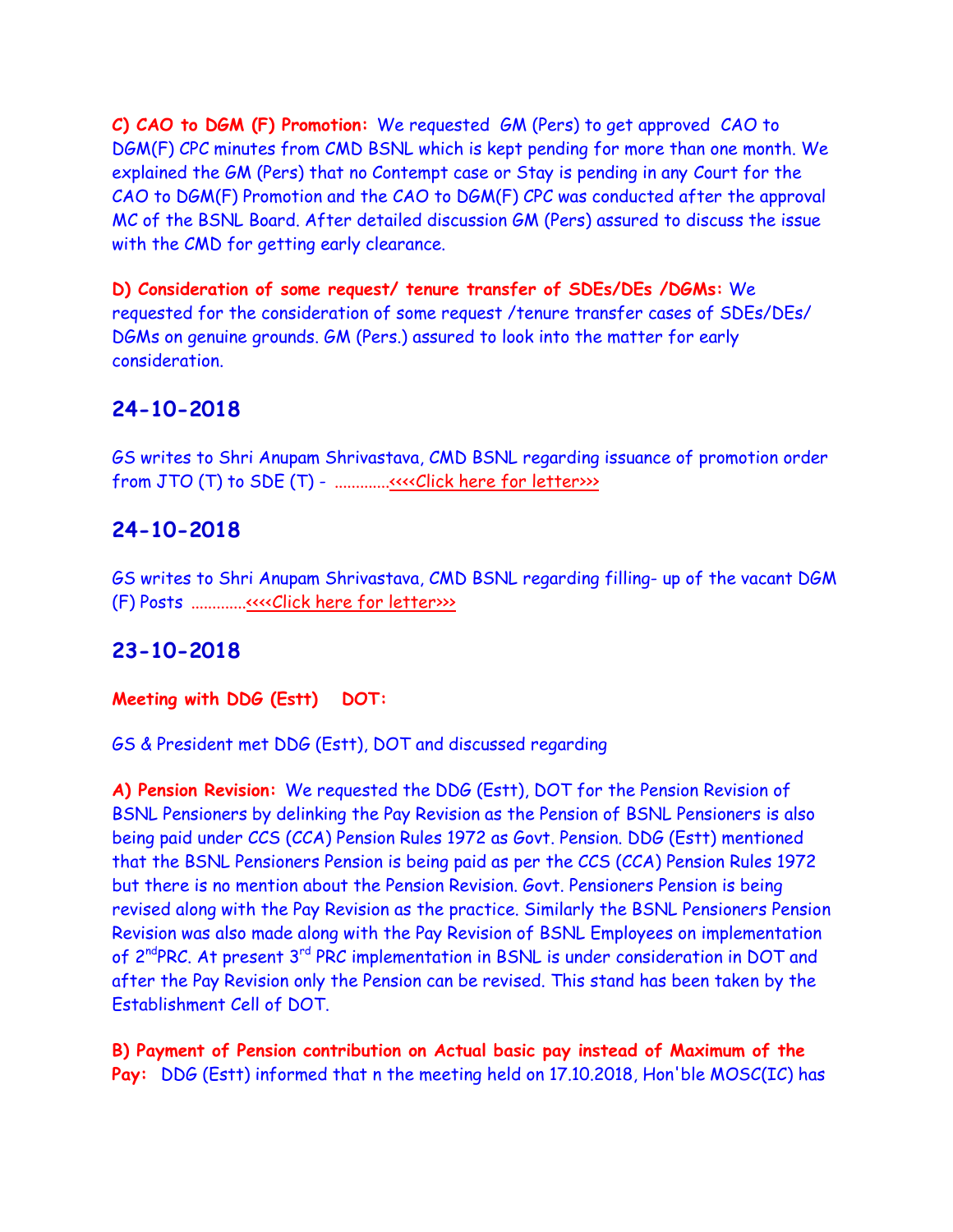**C) CAO to DGM (F) Promotion:** We requested GM (Pers) to get approved CAO to DGM(F) CPC minutes from CMD BSNL which is kept pending for more than one month. We explained the GM (Pers) that no Contempt case or Stay is pending in any Court for the CAO to DGM(F) Promotion and the CAO to DGM(F) CPC was conducted after the approval MC of the BSNL Board. After detailed discussion GM (Pers) assured to discuss the issue with the CMD for getting early clearance.

**D) Consideration of some request/ tenure transfer of SDEs/DEs /DGMs:** We requested for the consideration of some request /tenure transfer cases of SDEs/DEs/ DGMs on genuine grounds. GM (Pers.) assured to look into the matter for early consideration.

## 24-10-2018

GS writes to Shri Anupam Shrivastava, CMD BSNL regarding issuance of promotion order from JTO (T) to SDE (T) - .............<<<<Click here for letter>>>

## 24-10-2018

GS writes to Shri Anupam Shrivastava, CMD BSNL regarding filling- up of the vacant DGM (F) Posts .............<<<<Click here for letter>>>

## 23-10-2018

**Meeting with DDG (Estt) DOT:**

GS & President met DDG (Estt), DOT and discussed regarding

**A) Pension Revision:** We requested the DDG (Estt), DOT for the Pension Revision of BSNL Pensioners by delinking the Pay Revision as the Pension of BSNL Pensioners is also being paid under CCS (CCA) Pension Rules 1972 as Govt. Pension. DDG (Estt) mentioned that the BSNL Pensioners Pension is being paid as per the CCS (CCA) Pension Rules 1972 but there is no mention about the Pension Revision. Govt. Pensioners Pension is being revised along with the Pay Revision as the practice. Similarly the BSNL Pensioners Pension Revision was also made along with the Pay Revision of BSNL Employees on implementation of 2ndPRC. At present 3rd PRC implementation in BSNL is under consideration in DOT and after the Pay Revision only the Pension can be revised. This stand has been taken by the Establishment Cell of DOT.

**B) Payment of Pension contribution on Actual basic pay instead of Maximum of the Pay:** DDG (Estt) informed that n the meeting held on 17.10.2018, Hon'ble MOSC(IC) has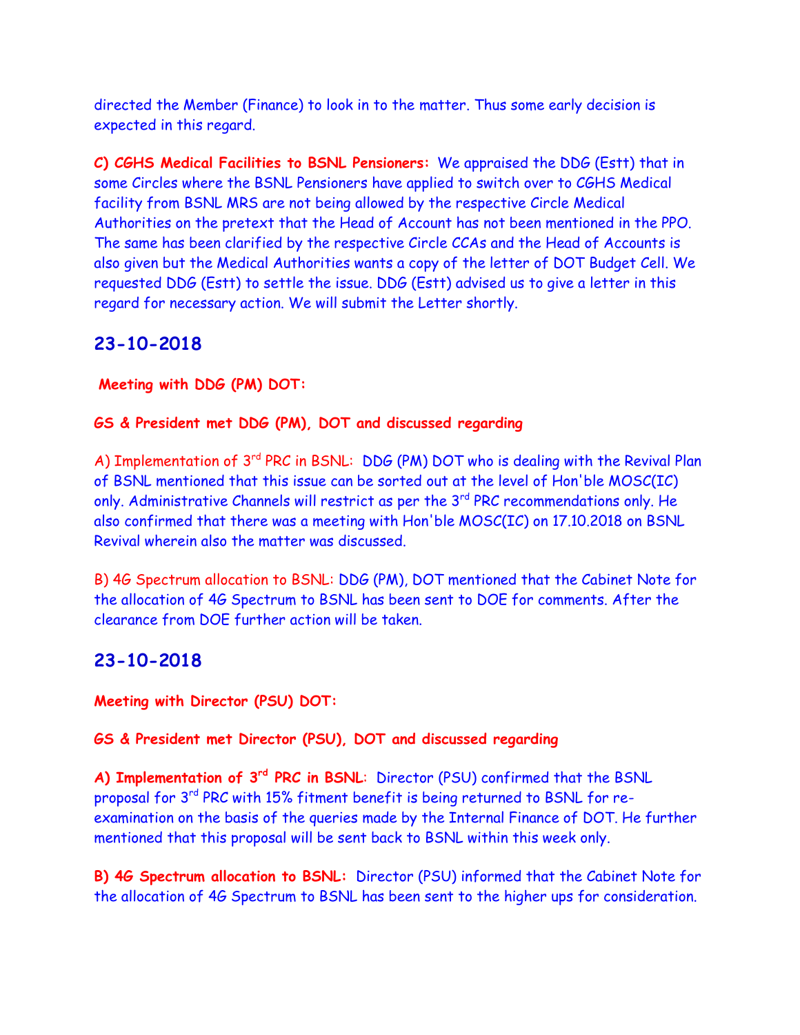directed the Member (Finance) to look in to the matter. Thus some early decision is expected in this regard.

**C) CGHS Medical Facilities to BSNL Pensioners:** We appraised the DDG (Estt) that in some Circles where the BSNL Pensioners have applied to switch over to CGHS Medical facility from BSNL MRS are not being allowed by the respective Circle Medical Authorities on the pretext that the Head of Account has not been mentioned in the PPO. The same has been clarified by the respective Circle CCAs and the Head of Accounts is also given but the Medical Authorities wants a copy of the letter of DOT Budget Cell. We requested DDG (Estt) to settle the issue. DDG (Estt) advised us to give a letter in this regard for necessary action. We will submit the Letter shortly.

## 23-10-2018

**Meeting with DDG (PM) DOT:**

**GS & President met DDG (PM), DOT and discussed regarding**

A) Implementation of 3rd PRC in BSNL: DDG (PM) DOT who is dealing with the Revival Plan of BSNL mentioned that this issue can be sorted out at the level of Hon'ble MOSC(IC) only. Administrative Channels will restrict as per the 3rd PRC recommendations only. He also confirmed that there was a meeting with Hon'ble MOSC(IC) on 17.10.2018 on BSNL Revival wherein also the matter was discussed.

B) 4G Spectrum allocation to BSNL: DDG (PM), DOT mentioned that the Cabinet Note for the allocation of 4G Spectrum to BSNL has been sent to DOE for comments. After the clearance from DOE further action will be taken.

## 23-10-2018

**Meeting with Director (PSU) DOT:**

**GS & President met Director (PSU), DOT and discussed regarding**

**A) Implementation of 3rd PRC in BSNL:** Director (PSU) confirmed that the BSNL proposal for 3rd PRC with 15% fitment benefit is being returned to BSNL for re-examination on the basis of the queries made by the Internal Finance of DOT. He further mentioned that this proposal will be sent back to BSNL within this week only.

**B) 4G Spectrum allocation to BSNL:** Director (PSU) informed that the Cabinet Note for the allocation of 4G Spectrum to BSNL has been sent to the higher ups for consideration.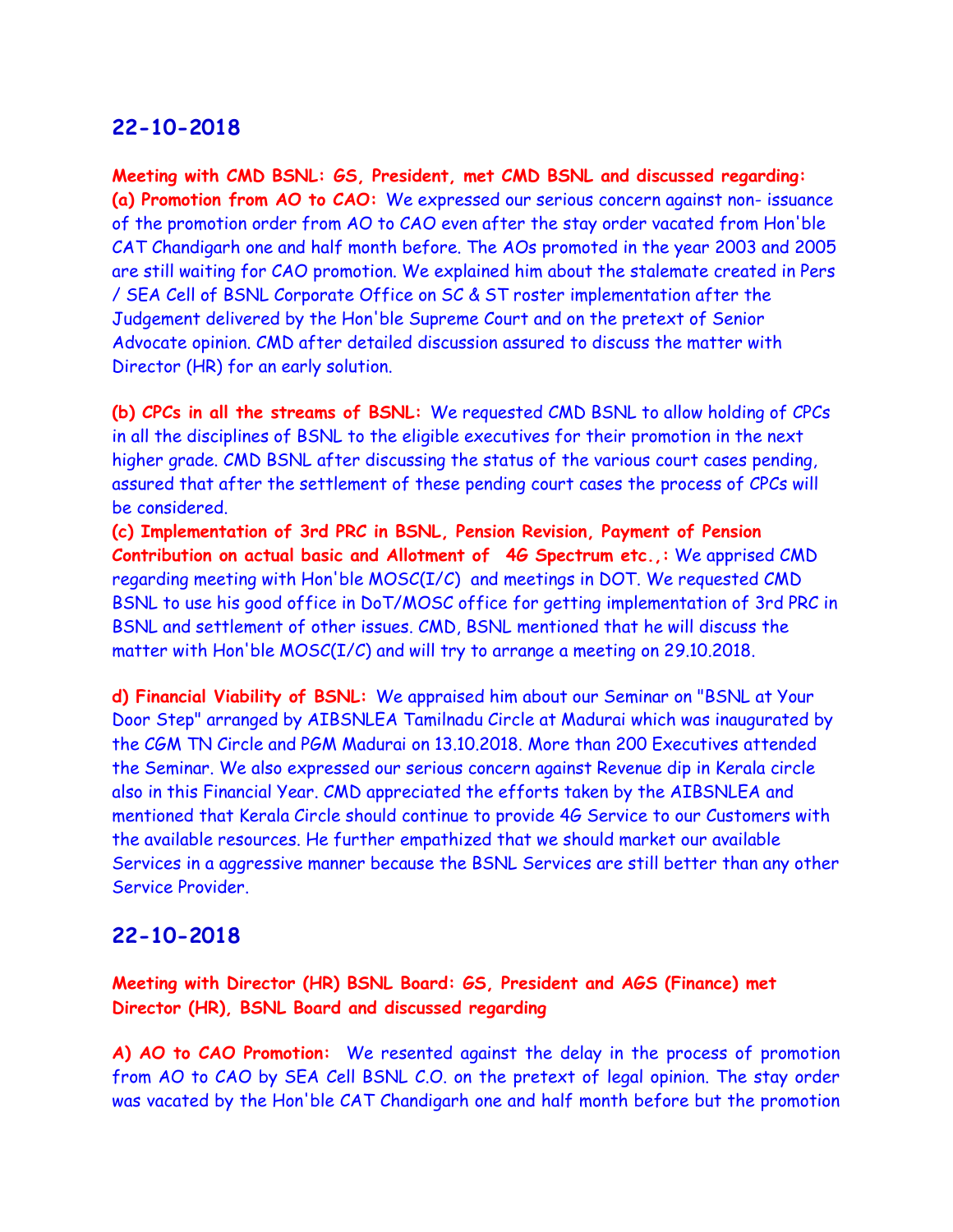## 22-10-2018

**Meeting with CMD BSNL: GS, President, met CMD BSNL and discussed regarding:**
**(a) Promotion from AO to CAO:** We expressed our serious concern against non- issuance of the promotion order from AO to CAO even after the stay order vacated from Hon'ble CAT Chandigarh one and half month before. The AOs promoted in the year 2003 and 2005 are still waiting for CAO promotion. We explained him about the stalemate created in Pers / SEA Cell of BSNL Corporate Office on SC & ST roster implementation after the Judgement delivered by the Hon'ble Supreme Court and on the pretext of Senior Advocate opinion. CMD after detailed discussion assured to discuss the matter with Director (HR) for an early solution.

**(b) CPCs in all the streams of BSNL:** We requested CMD BSNL to allow holding of CPCs in all the disciplines of BSNL to the eligible executives for their promotion in the next higher grade. CMD BSNL after discussing the status of the various court cases pending, assured that after the settlement of these pending court cases the process of CPCs will be considered.
**(c) Implementation of 3rd PRC in BSNL, Pension Revision, Payment of Pension Contribution on actual basic and Allotment of 4G Spectrum etc.,:** We apprised CMD regarding meeting with Hon'ble MOSC(I/C) and meetings in DOT. We requested CMD BSNL to use his good office in DoT/MOSC office for getting implementation of 3rd PRC in BSNL and settlement of other issues. CMD, BSNL mentioned that he will discuss the matter with Hon'ble MOSC(I/C) and will try to arrange a meeting on 29.10.2018.

**d) Financial Viability of BSNL:** We appraised him about our Seminar on "BSNL at Your Door Step" arranged by AIBSNLEA Tamilnadu Circle at Madurai which was inaugurated by the CGM TN Circle and PGM Madurai on 13.10.2018. More than 200 Executives attended the Seminar. We also expressed our serious concern against Revenue dip in Kerala circle also in this Financial Year. CMD appreciated the efforts taken by the AIBSNLEA and mentioned that Kerala Circle should continue to provide 4G Service to our Customers with the available resources. He further empathized that we should market our available Services in a aggressive manner because the BSNL Services are still better than any other Service Provider.

## 22-10-2018

**Meeting with Director (HR) BSNL Board: GS, President and AGS (Finance) met Director (HR), BSNL Board and discussed regarding**

**A) AO to CAO Promotion:** We resented against the delay in the process of promotion from AO to CAO by SEA Cell BSNL C.O. on the pretext of legal opinion. The stay order was vacated by the Hon'ble CAT Chandigarh one and half month before but the promotion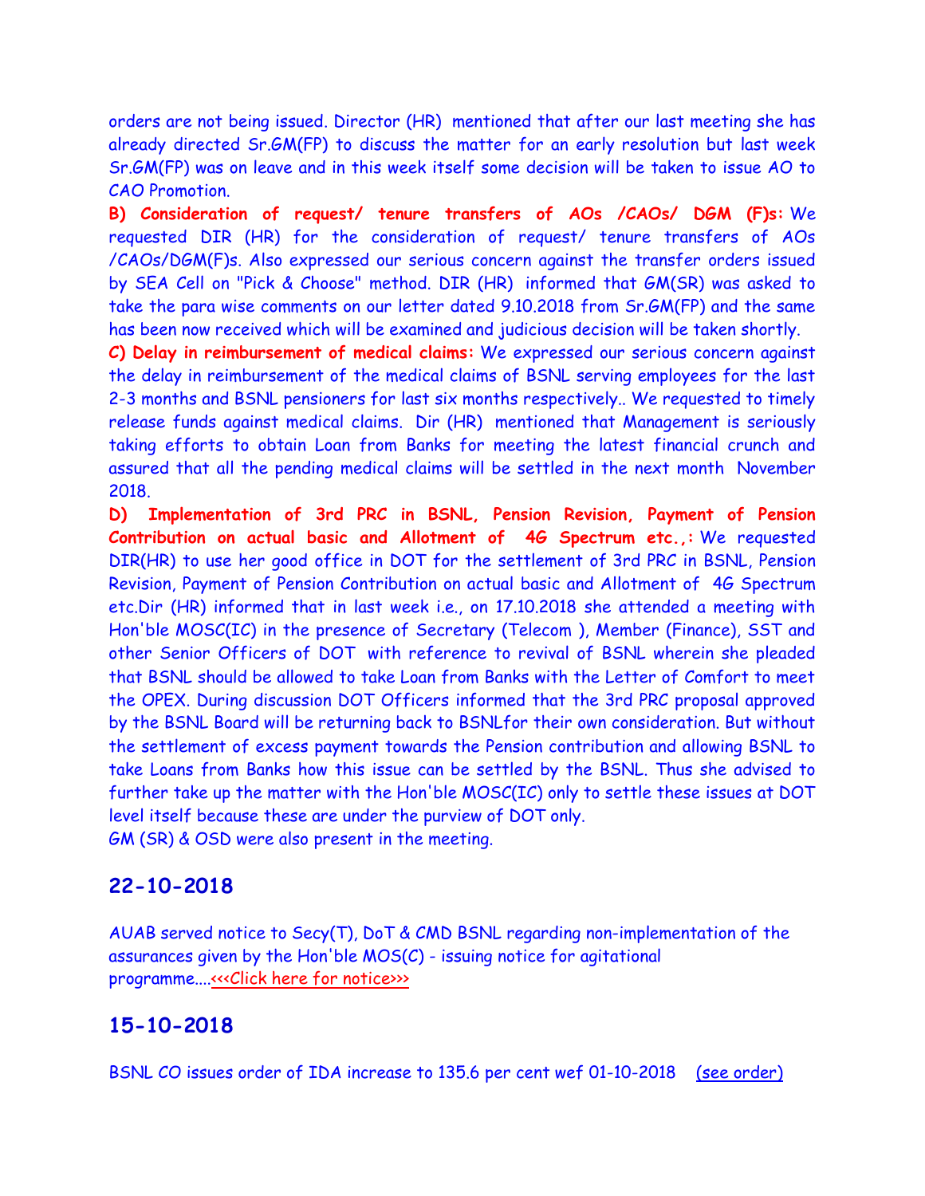orders are not being issued. Director (HR) mentioned that after our last meeting she has already directed Sr.GM(FP) to discuss the matter for an early resolution but last week Sr.GM(FP) was on leave and in this week itself some decision will be taken to issue AO to CAO Promotion.

**B) Consideration of request/ tenure transfers of AOs /CAOs/ DGM (F)s:** We requested DIR (HR) for the consideration of request/ tenure transfers of AOs /CAOs/DGM(F)s. Also expressed our serious concern against the transfer orders issued by SEA Cell on "Pick & Choose" method. DIR (HR) informed that GM(SR) was asked to take the para wise comments on our letter dated 9.10.2018 from Sr.GM(FP) and the same has been now received which will be examined and judicious decision will be taken shortly.

**C) Delay in reimbursement of medical claims:** We expressed our serious concern against the delay in reimbursement of the medical claims of BSNL serving employees for the last 2-3 months and BSNL pensioners for last six months respectively.. We requested to timely release funds against medical claims. Dir (HR) mentioned that Management is seriously taking efforts to obtain Loan from Banks for meeting the latest financial crunch and assured that all the pending medical claims will be settled in the next month November 2018.

**D) Implementation of 3rd PRC in BSNL, Pension Revision, Payment of Pension Contribution on actual basic and Allotment of 4G Spectrum etc.,:** We requested DIR(HR) to use her good office in DOT for the settlement of 3rd PRC in BSNL, Pension Revision, Payment of Pension Contribution on actual basic and Allotment of 4G Spectrum etc.Dir (HR) informed that in last week i.e., on 17.10.2018 she attended a meeting with Hon'ble MOSC(IC) in the presence of Secretary (Telecom ), Member (Finance), SST and other Senior Officers of DOT with reference to revival of BSNL wherein she pleaded that BSNL should be allowed to take Loan from Banks with the Letter of Comfort to meet the OPEX. During discussion DOT Officers informed that the 3rd PRC proposal approved by the BSNL Board will be returning back to BSNLfor their own consideration. But without the settlement of excess payment towards the Pension contribution and allowing BSNL to take Loans from Banks how this issue can be settled by the BSNL. Thus she advised to further take up the matter with the Hon'ble MOSC(IC) only to settle these issues at DOT level itself because these are under the purview of DOT only.

GM (SR) & OSD were also present in the meeting.

## 22-10-2018

AUAB served notice to Secy(T), DoT & CMD BSNL regarding non-implementation of the assurances given by the Hon'ble MOS(C) - issuing notice for agitational programme....<<<Click here for notice>>>

## 15-10-2018

BSNL CO issues order of IDA increase to 135.6 per cent wef 01-10-2018 (see order)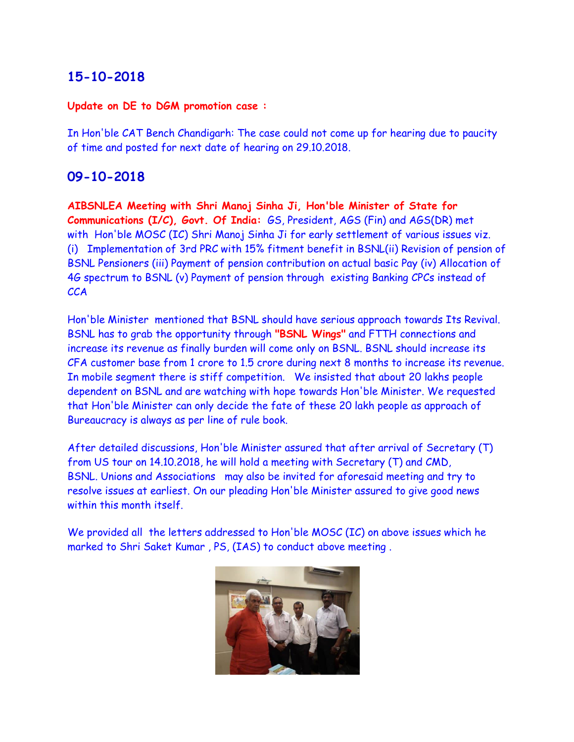## 15-10-2018

**Update on DE to DGM promotion case :**

In Hon'ble CAT Bench Chandigarh: The case could not come up for hearing due to paucity of time and posted for next date of hearing on 29.10.2018.

## 09-10-2018

**AIBSNLEA Meeting with Shri Manoj Sinha Ji, Hon'ble Minister of State for Communications (I/C), Govt. Of India:** GS, President, AGS (Fin) and AGS(DR) met with Hon'ble MOSC (IC) Shri Manoj Sinha Ji for early settlement of various issues viz. (i) Implementation of 3rd PRC with 15% fitment benefit in BSNL(ii) Revision of pension of BSNL Pensioners (iii) Payment of pension contribution on actual basic Pay (iv) Allocation of 4G spectrum to BSNL (v) Payment of pension through existing Banking CPCs instead of CCA

Hon'ble Minister mentioned that BSNL should have serious approach towards Its Revival. BSNL has to grab the opportunity through **"BSNL Wings"** and FTTH connections and increase its revenue as finally burden will come only on BSNL. BSNL should increase its CFA customer base from 1 crore to 1.5 crore during next 8 months to increase its revenue. In mobile segment there is stiff competition. We insisted that about 20 lakhs people dependent on BSNL and are watching with hope towards Hon'ble Minister. We requested that Hon'ble Minister can only decide the fate of these 20 lakh people as approach of Bureaucracy is always as per line of rule book.

After detailed discussions, Hon'ble Minister assured that after arrival of Secretary (T) from US tour on 14.10.2018, he will hold a meeting with Secretary (T) and CMD, BSNL. Unions and Associations may also be invited for aforesaid meeting and try to resolve issues at earliest. On our pleading Hon'ble Minister assured to give good news within this month itself.

We provided all the letters addressed to Hon'ble MOSC (IC) on above issues which he marked to Shri Saket Kumar , PS, (IAS) to conduct above meeting .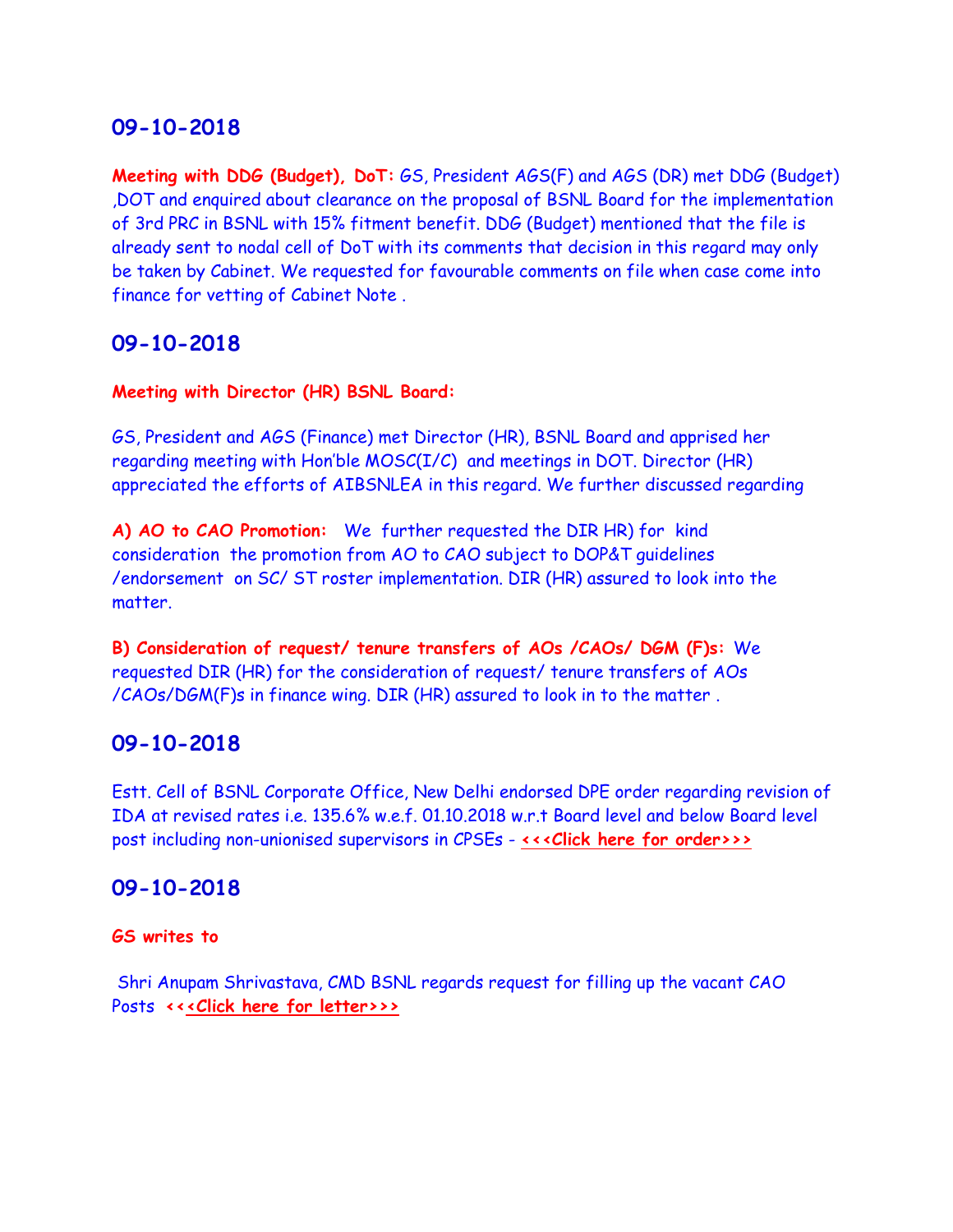## 09-10-2018

**Meeting with DDG (Budget), DoT:** GS, President AGS(F) and AGS (DR) met DDG (Budget) ,DOT and enquired about clearance on the proposal of BSNL Board for the implementation of 3rd PRC in BSNL with 15% fitment benefit. DDG (Budget) mentioned that the file is already sent to nodal cell of DoT with its comments that decision in this regard may only be taken by Cabinet. We requested for favourable comments on file when case come into finance for vetting of Cabinet Note .

## 09-10-2018

**Meeting with Director (HR) BSNL Board:**

GS, President and AGS (Finance) met Director (HR), BSNL Board and apprised her regarding meeting with Hon'ble MOSC(I/C) and meetings in DOT. Director (HR) appreciated the efforts of AIBSNLEA in this regard. We further discussed regarding

**A) AO to CAO Promotion:** We further requested the DIR HR) for kind consideration the promotion from AO to CAO subject to DOP&T guidelines /endorsement on SC/ ST roster implementation. DIR (HR) assured to look into the matter.

**B) Consideration of request/ tenure transfers of AOs /CAOs/ DGM (F)s:** We requested DIR (HR) for the consideration of request/ tenure transfers of AOs /CAOs/DGM(F)s in finance wing. DIR (HR) assured to look in to the matter .

## 09-10-2018

Estt. Cell of BSNL Corporate Office, New Delhi endorsed DPE order regarding revision of IDA at revised rates i.e. 135.6% w.e.f. 01.10.2018 w.r.t Board level and below Board level post including non-unionised supervisors in CPSEs - **<<<Click here for order>>>**

## 09-10-2018

**GS writes to**

Shri Anupam Shrivastava, CMD BSNL regards request for filling up the vacant CAO Posts **<<<Click here for letter>>>**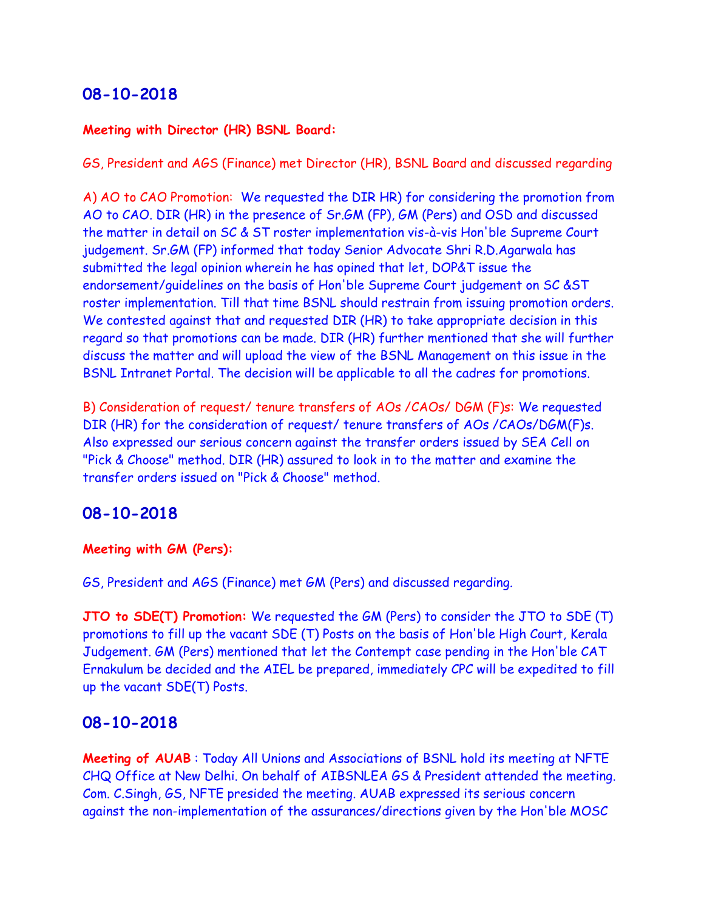## 08-10-2018

**Meeting with Director (HR) BSNL Board:**

GS, President and AGS (Finance) met Director (HR), BSNL Board and discussed regarding

A) AO to CAO Promotion: We requested the DIR HR) for considering the promotion from AO to CAO. DIR (HR) in the presence of Sr.GM (FP), GM (Pers) and OSD and discussed the matter in detail on SC & ST roster implementation vis-à-vis Hon'ble Supreme Court judgement. Sr.GM (FP) informed that today Senior Advocate Shri R.D.Agarwala has submitted the legal opinion wherein he has opined that let, DOP&T issue the endorsement/guidelines on the basis of Hon'ble Supreme Court judgement on SC &ST roster implementation. Till that time BSNL should restrain from issuing promotion orders. We contested against that and requested DIR (HR) to take appropriate decision in this regard so that promotions can be made. DIR (HR) further mentioned that she will further discuss the matter and will upload the view of the BSNL Management on this issue in the BSNL Intranet Portal. The decision will be applicable to all the cadres for promotions.

B) Consideration of request/ tenure transfers of AOs /CAOs/ DGM (F)s: We requested DIR (HR) for the consideration of request/ tenure transfers of AOs /CAOs/DGM(F)s. Also expressed our serious concern against the transfer orders issued by SEA Cell on "Pick & Choose" method. DIR (HR) assured to look in to the matter and examine the transfer orders issued on "Pick & Choose" method.

## 08-10-2018

**Meeting with GM (Pers):**

GS, President and AGS (Finance) met GM (Pers) and discussed regarding.

**JTO to SDE(T) Promotion:** We requested the GM (Pers) to consider the JTO to SDE (T) promotions to fill up the vacant SDE (T) Posts on the basis of Hon'ble High Court, Kerala Judgement. GM (Pers) mentioned that let the Contempt case pending in the Hon'ble CAT Ernakulum be decided and the AIEL be prepared, immediately CPC will be expedited to fill up the vacant SDE(T) Posts.

## 08-10-2018

**Meeting of AUAB** : Today All Unions and Associations of BSNL hold its meeting at NFTE CHQ Office at New Delhi. On behalf of AIBSNLEA GS & President attended the meeting. Com. C.Singh, GS, NFTE presided the meeting. AUAB expressed its serious concern against the non-implementation of the assurances/directions given by the Hon'ble MOSC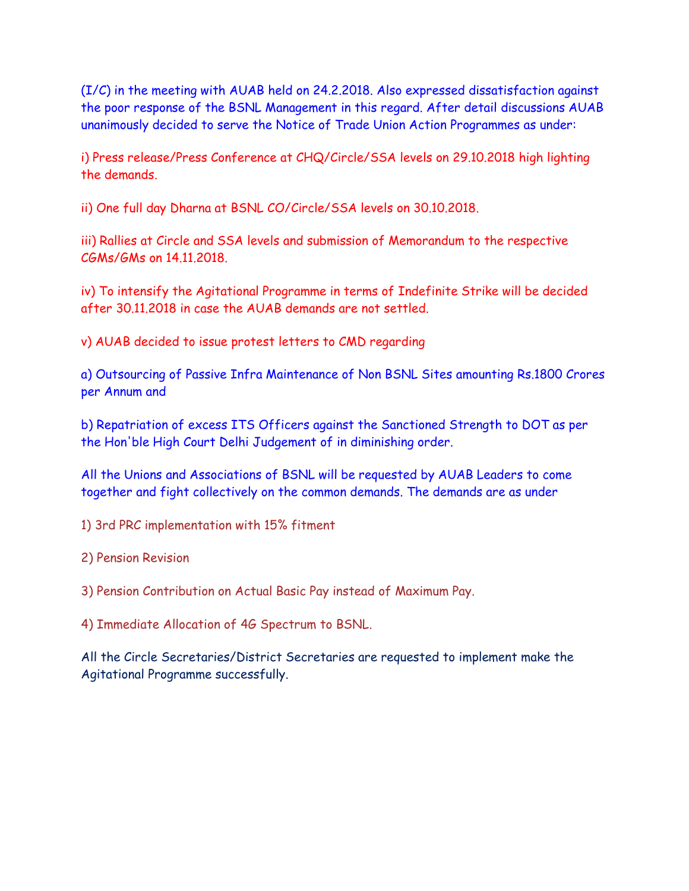(I/C) in the meeting with AUAB held on 24.2.2018. Also expressed dissatisfaction against the poor response of the BSNL Management in this regard. After detail discussions AUAB unanimously decided to serve the Notice of Trade Union Action Programmes as under:

i) Press release/Press Conference at CHQ/Circle/SSA levels on 29.10.2018 high lighting the demands.

ii) One full day Dharna at BSNL CO/Circle/SSA levels on 30.10.2018.

iii) Rallies at Circle and SSA levels and submission of Memorandum to the respective CGMs/GMs on 14.11.2018.

iv) To intensify the Agitational Programme in terms of Indefinite Strike will be decided after 30.11.2018 in case the AUAB demands are not settled.

v) AUAB decided to issue protest letters to CMD regarding

a) Outsourcing of Passive Infra Maintenance of Non BSNL Sites amounting Rs.1800 Crores per Annum and

b) Repatriation of excess ITS Officers against the Sanctioned Strength to DOT as per the Hon'ble High Court Delhi Judgement of in diminishing order.

All the Unions and Associations of BSNL will be requested by AUAB Leaders to come together and fight collectively on the common demands. The demands are as under

1) 3rd PRC implementation with 15% fitment

2) Pension Revision

3) Pension Contribution on Actual Basic Pay instead of Maximum Pay.

4) Immediate Allocation of 4G Spectrum to BSNL.

All the Circle Secretaries/District Secretaries are requested to implement make the Agitational Programme successfully.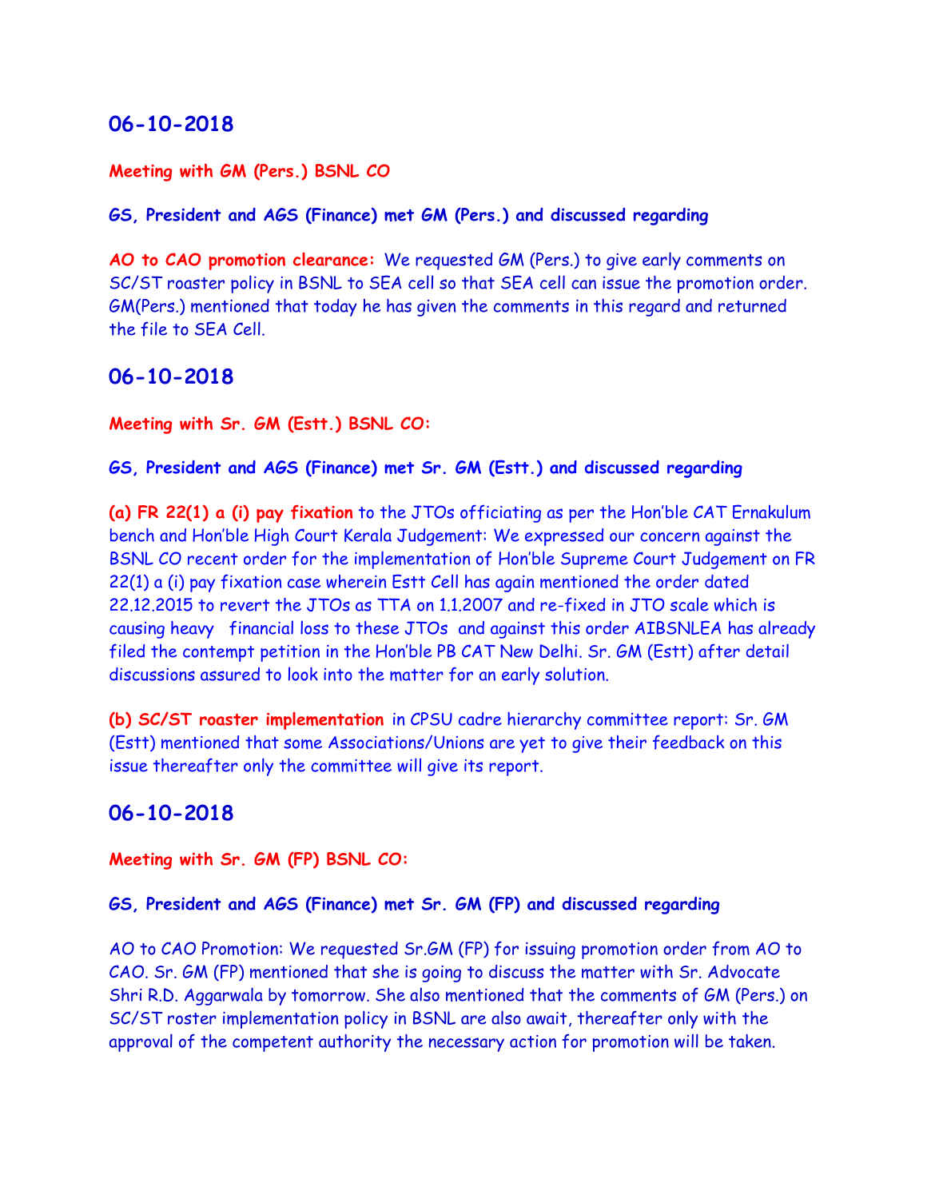## 06-10-2018

**Meeting with GM (Pers.) BSNL CO**

**GS, President and AGS (Finance) met GM (Pers.) and discussed regarding**

**AO to CAO promotion clearance:** We requested GM (Pers.) to give early comments on SC/ST roaster policy in BSNL to SEA cell so that SEA cell can issue the promotion order. GM(Pers.) mentioned that today he has given the comments in this regard and returned the file to SEA Cell.

## 06-10-2018

**Meeting with Sr. GM (Estt.) BSNL CO:**

**GS, President and AGS (Finance) met Sr. GM (Estt.) and discussed regarding**

**(a) FR 22(1) a (i) pay fixation** to the JTOs officiating as per the Hon'ble CAT Ernakulum bench and Hon'ble High Court Kerala Judgement: We expressed our concern against the BSNL CO recent order for the implementation of Hon'ble Supreme Court Judgement on FR 22(1) a (i) pay fixation case wherein Estt Cell has again mentioned the order dated 22.12.2015 to revert the JTOs as TTA on 1.1.2007 and re-fixed in JTO scale which is causing heavy financial loss to these JTOs and against this order AIBSNLEA has already filed the contempt petition in the Hon'ble PB CAT New Delhi. Sr. GM (Estt) after detail discussions assured to look into the matter for an early solution.

**(b) SC/ST roaster implementation** in CPSU cadre hierarchy committee report: Sr. GM (Estt) mentioned that some Associations/Unions are yet to give their feedback on this issue thereafter only the committee will give its report.

## 06-10-2018

**Meeting with Sr. GM (FP) BSNL CO:**

**GS, President and AGS (Finance) met Sr. GM (FP) and discussed regarding**

AO to CAO Promotion: We requested Sr.GM (FP) for issuing promotion order from AO to CAO. Sr. GM (FP) mentioned that she is going to discuss the matter with Sr. Advocate Shri R.D. Aggarwala by tomorrow. She also mentioned that the comments of GM (Pers.) on SC/ST roster implementation policy in BSNL are also await, thereafter only with the approval of the competent authority the necessary action for promotion will be taken.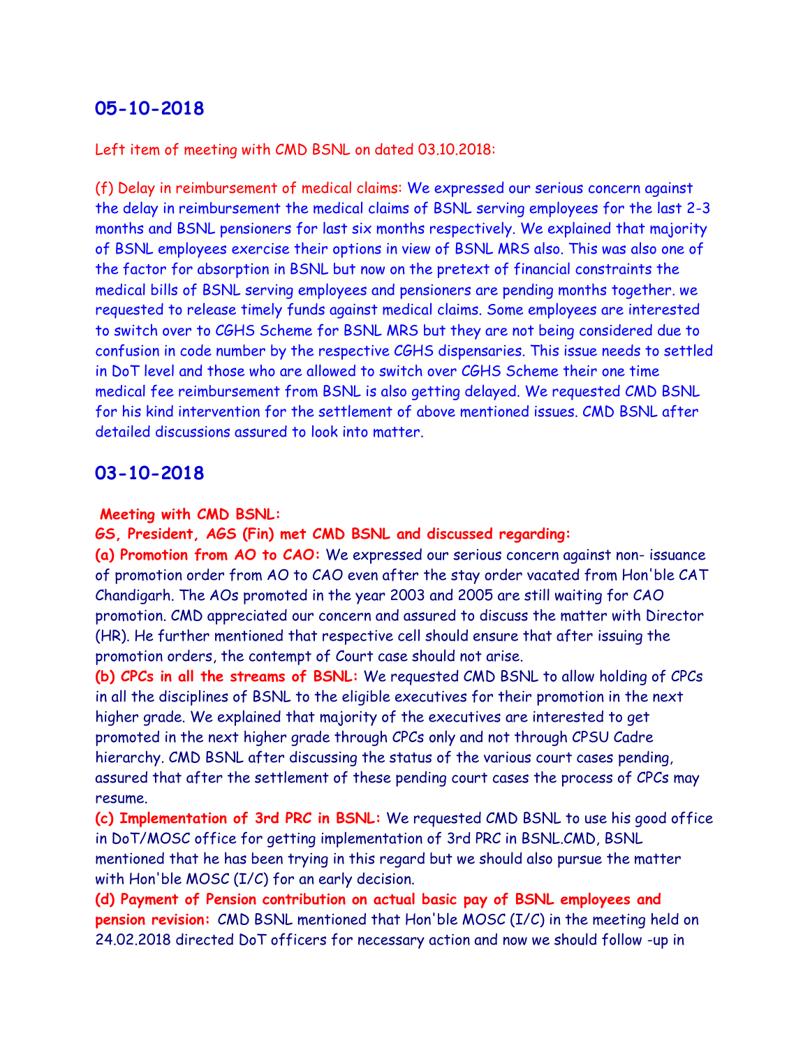## 05-10-2018

Left item of meeting with CMD BSNL on dated 03.10.2018:

(f) Delay in reimbursement of medical claims: We expressed our serious concern against the delay in reimbursement the medical claims of BSNL serving employees for the last 2-3 months and BSNL pensioners for last six months respectively. We explained that majority of BSNL employees exercise their options in view of BSNL MRS also. This was also one of the factor for absorption in BSNL but now on the pretext of financial constraints the medical bills of BSNL serving employees and pensioners are pending months together. we requested to release timely funds against medical claims. Some employees are interested to switch over to CGHS Scheme for BSNL MRS but they are not being considered due to confusion in code number by the respective CGHS dispensaries. This issue needs to settled in DoT level and those who are allowed to switch over CGHS Scheme their one time medical fee reimbursement from BSNL is also getting delayed. We requested CMD BSNL for his kind intervention for the settlement of above mentioned issues. CMD BSNL after detailed discussions assured to look into matter.

## 03-10-2018

**Meeting with CMD BSNL:**

**GS, President, AGS (Fin) met CMD BSNL and discussed regarding:**

**(a) Promotion from AO to CAO:** We expressed our serious concern against non- issuance of promotion order from AO to CAO even after the stay order vacated from Hon'ble CAT Chandigarh. The AOs promoted in the year 2003 and 2005 are still waiting for CAO promotion. CMD appreciated our concern and assured to discuss the matter with Director (HR). He further mentioned that respective cell should ensure that after issuing the promotion orders, the contempt of Court case should not arise.

**(b) CPCs in all the streams of BSNL:** We requested CMD BSNL to allow holding of CPCs in all the disciplines of BSNL to the eligible executives for their promotion in the next higher grade. We explained that majority of the executives are interested to get promoted in the next higher grade through CPCs only and not through CPSU Cadre hierarchy. CMD BSNL after discussing the status of the various court cases pending, assured that after the settlement of these pending court cases the process of CPCs may resume.

**(c) Implementation of 3rd PRC in BSNL:** We requested CMD BSNL to use his good office in DoT/MOSC office for getting implementation of 3rd PRC in BSNL.CMD, BSNL mentioned that he has been trying in this regard but we should also pursue the matter with Hon'ble MOSC (I/C) for an early decision.

**(d) Payment of Pension contribution on actual basic pay of BSNL employees and pension revision:** CMD BSNL mentioned that Hon'ble MOSC (I/C) in the meeting held on 24.02.2018 directed DoT officers for necessary action and now we should follow -up in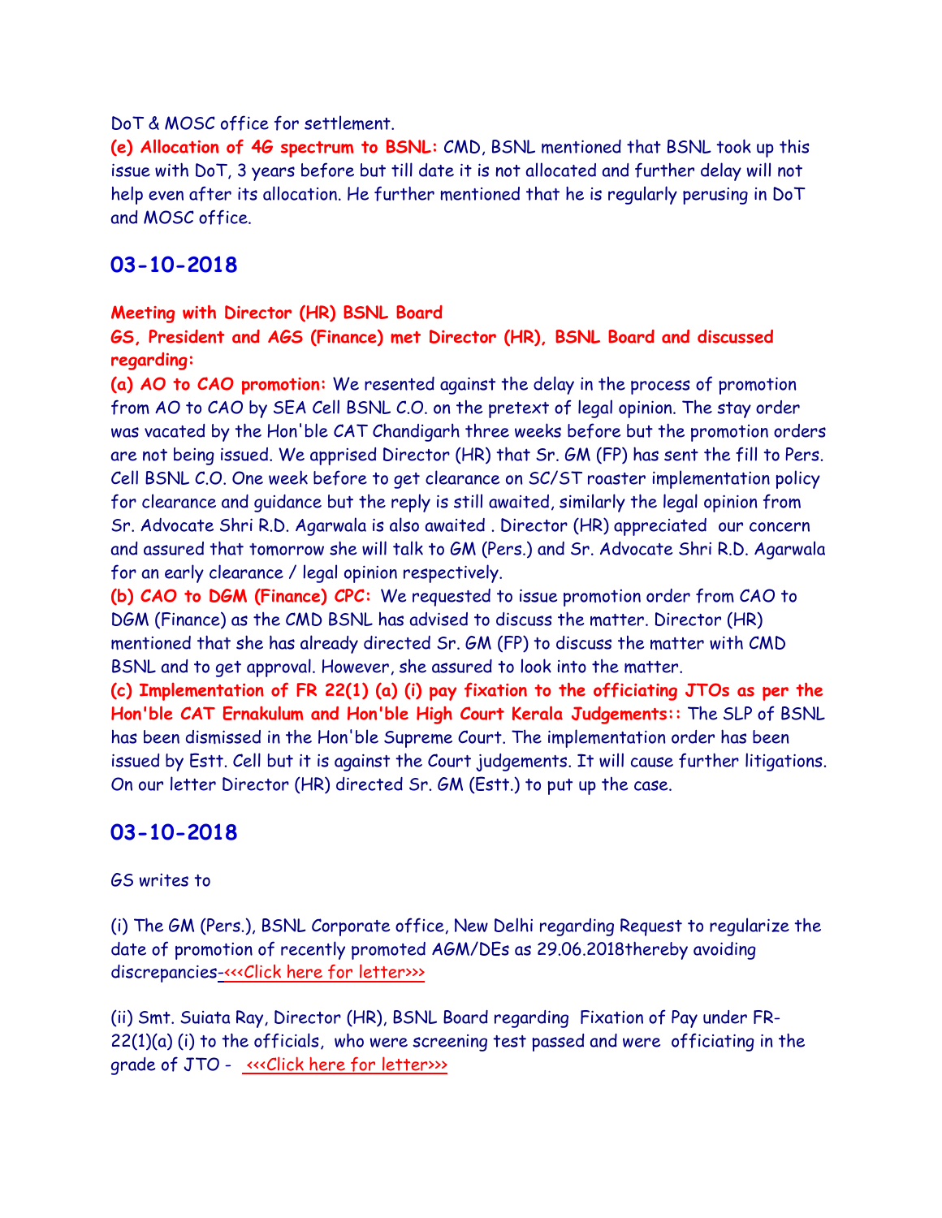DoT & MOSC office for settlement.

**(e) Allocation of 4G spectrum to BSNL:** CMD, BSNL mentioned that BSNL took up this issue with DoT, 3 years before but till date it is not allocated and further delay will not help even after its allocation. He further mentioned that he is regularly perusing in DoT and MOSC office.

## 03-10-2018

**Meeting with Director (HR) BSNL Board**

**GS, President and AGS (Finance) met Director (HR), BSNL Board and discussed regarding:**

**(a) AO to CAO promotion:** We resented against the delay in the process of promotion from AO to CAO by SEA Cell BSNL C.O. on the pretext of legal opinion. The stay order was vacated by the Hon'ble CAT Chandigarh three weeks before but the promotion orders are not being issued. We apprised Director (HR) that Sr. GM (FP) has sent the fill to Pers. Cell BSNL C.O. One week before to get clearance on SC/ST roaster implementation policy for clearance and guidance but the reply is still awaited, similarly the legal opinion from Sr. Advocate Shri R.D. Agarwala is also awaited . Director (HR) appreciated our concern and assured that tomorrow she will talk to GM (Pers.) and Sr. Advocate Shri R.D. Agarwala for an early clearance / legal opinion respectively.

**(b) CAO to DGM (Finance) CPC:** We requested to issue promotion order from CAO to DGM (Finance) as the CMD BSNL has advised to discuss the matter. Director (HR) mentioned that she has already directed Sr. GM (FP) to discuss the matter with CMD BSNL and to get approval. However, she assured to look into the matter.

**(c) Implementation of FR 22(1) (a) (i) pay fixation to the officiating JTOs as per the Hon'ble CAT Ernakulum and Hon'ble High Court Kerala Judgements::** The SLP of BSNL has been dismissed in the Hon'ble Supreme Court. The implementation order has been issued by Estt. Cell but it is against the Court judgements. It will cause further litigations. On our letter Director (HR) directed Sr. GM (Estt.) to put up the case.

## 03-10-2018

GS writes to

(i) The GM (Pers.), BSNL Corporate office, New Delhi regarding Request to regularize the date of promotion of recently promoted AGM/DEs as 29.06.2018thereby avoiding discrepancies-<<<Click here for letter>>>

(ii) Smt. Sujata Ray, Director (HR), BSNL Board regarding Fixation of Pay under FR-22(1)(a) (i) to the officials, who were screening test passed and were officiating in the grade of JTO - <<<Click here for letter>>>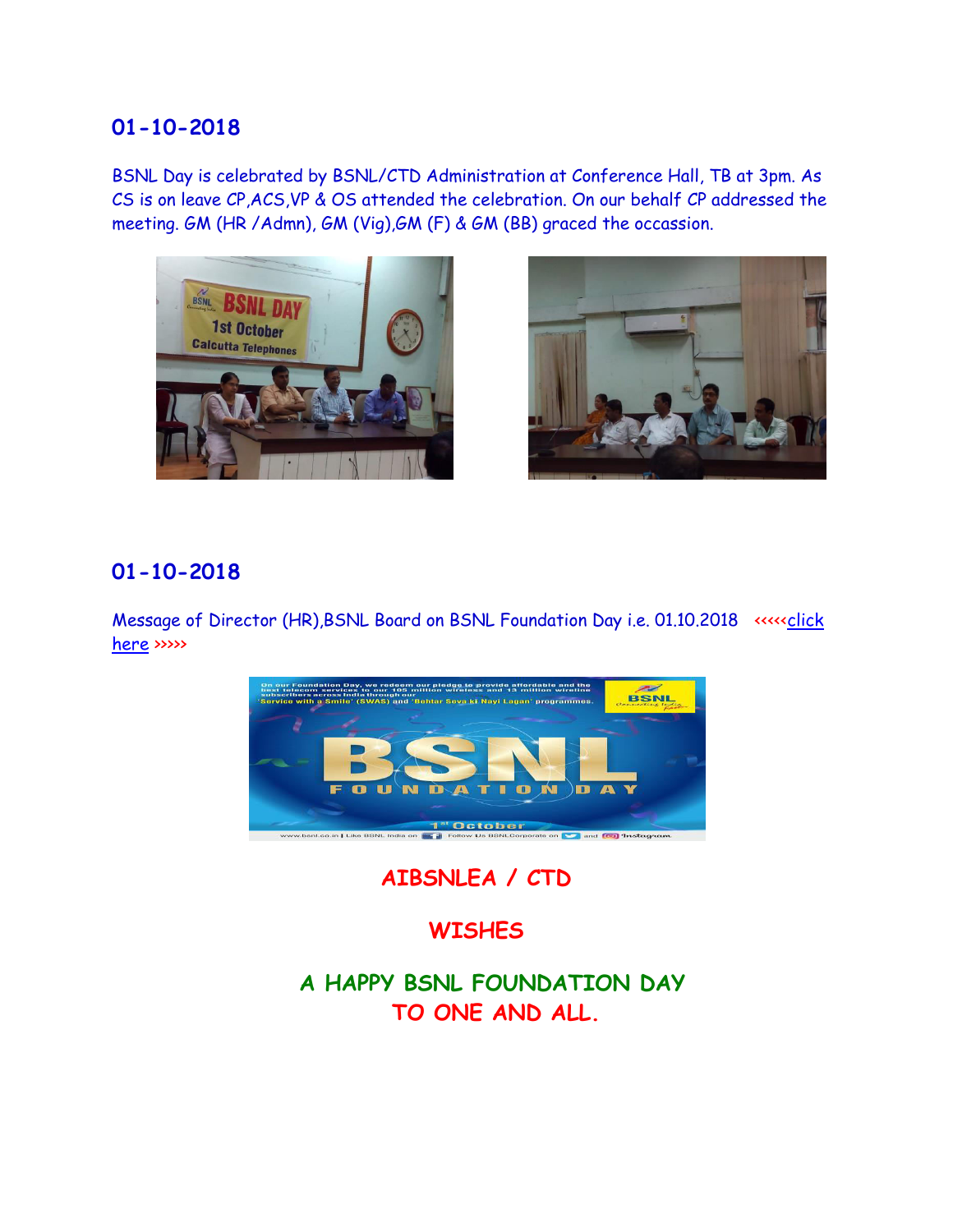## 01-10-2018

BSNL Day is celebrated by BSNL/CTD Administration at Conference Hall, TB at 3pm. As CS is on leave CP,ACS,VP & OS attended the celebration. On our behalf CP addressed the meeting. GM (HR /Admn), GM (Vig),GM (F) & GM (BB) graced the occassion.

## 01-10-2018

Message of Director (HR),BSNL Board on BSNL Foundation Day i.e. 01.10.2018 <<<<<click here >>>>>

**AIBSNLEA / CTD**

**WISHES**

**A HAPPY BSNL FOUNDATION DAY TO ONE AND ALL.**